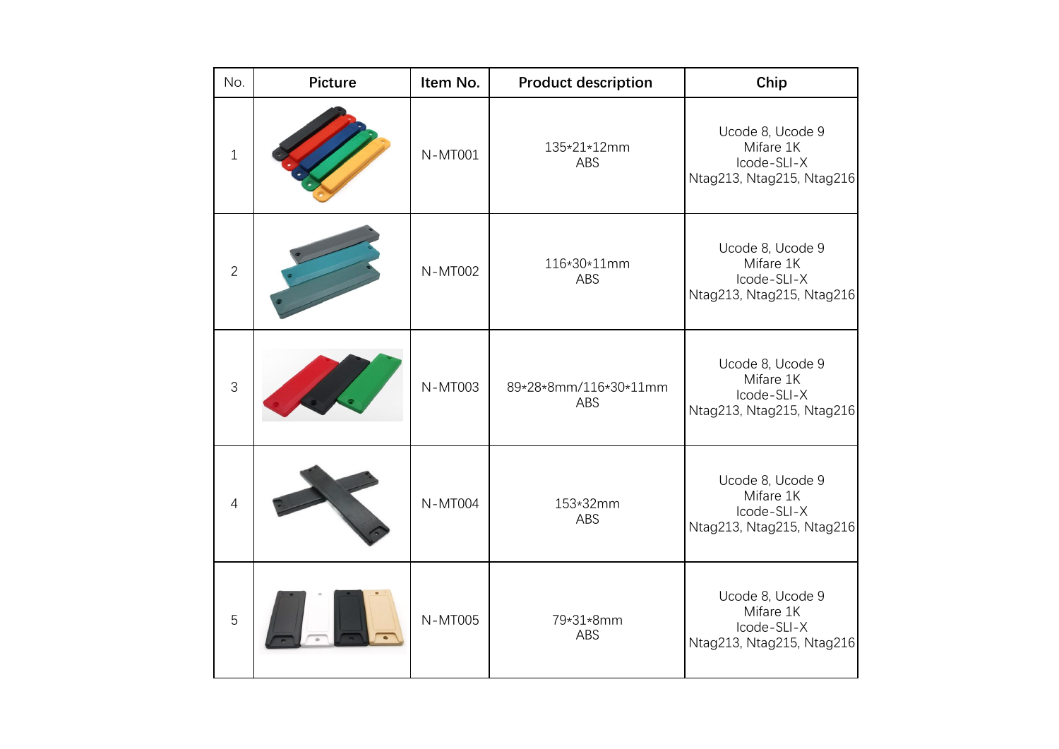| No. | Picture | Item No. | Product description | Chip |
|---|---|---|---|---|
| 1 | | N-MT001 | 135*21*12mm<br>ABS | Ucode 8, Ucode 9<br>Mifare 1K<br>Icode-SLI-X<br>Ntag213, Ntag215, Ntag216 |
| 2 | | N-MT002 | 116*30*11mm<br>ABS | Ucode 8, Ucode 9<br>Mifare 1K<br>Icode-SLI-X<br>Ntag213, Ntag215, Ntag216 |
| 3 | | N-MT003 | 89*28*8mm/116*30*11mm<br>ABS | Ucode 8, Ucode 9<br>Mifare 1K<br>Icode-SLI-X<br>Ntag213, Ntag215, Ntag216 |
| 4 | | N-MT004 | 153*32mm<br>ABS | Ucode 8, Ucode 9<br>Mifare 1K<br>Icode-SLI-X<br>Ntag213, Ntag215, Ntag216 |
| 5 | | N-MT005 | 79*31*8mm<br>ABS | Ucode 8, Ucode 9<br>Mifare 1K<br>Icode-SLI-X<br>Ntag213, Ntag215, Ntag216 |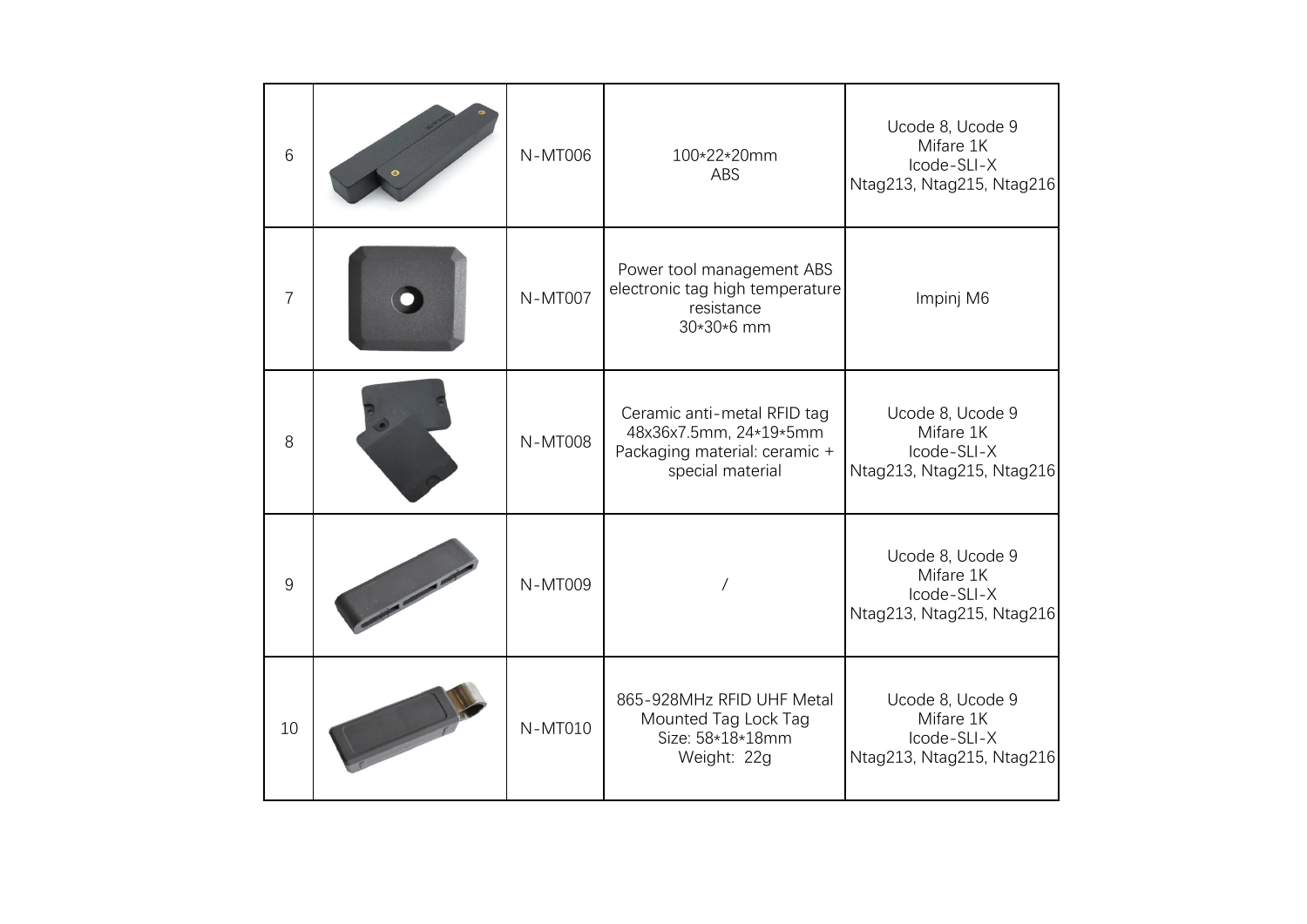| 6 | | N-MT006 | 100*22*20mm<br>ABS | Ucode 8, Ucode 9<br>Mifare 1K<br>Icode-SLI-X<br>Ntag213, Ntag215, Ntag216 |
|---|---|---|---|---|
| 7 | | N-MT007 | Power tool management ABS electronic tag high temperature resistance<br>30*30*6 mm | Impinj M6 |
| 8 | | N-MT008 | Ceramic anti-metal RFID tag<br>48x36x7.5mm, 24*19*5mm<br>Packaging material: ceramic + special material | Ucode 8, Ucode 9<br>Mifare 1K<br>Icode-SLI-X<br>Ntag213, Ntag215, Ntag216 |
| 9 | | N-MT009 | / | Ucode 8, Ucode 9<br>Mifare 1K<br>Icode-SLI-X<br>Ntag213, Ntag215, Ntag216 |
| 10 | | N-MT010 | 865-928MHz RFID UHF Metal Mounted Tag Lock Tag<br>Size: 58*18*18mm<br>Weight: 22g | Ucode 8, Ucode 9<br>Mifare 1K<br>Icode-SLI-X<br>Ntag213, Ntag215, Ntag216 |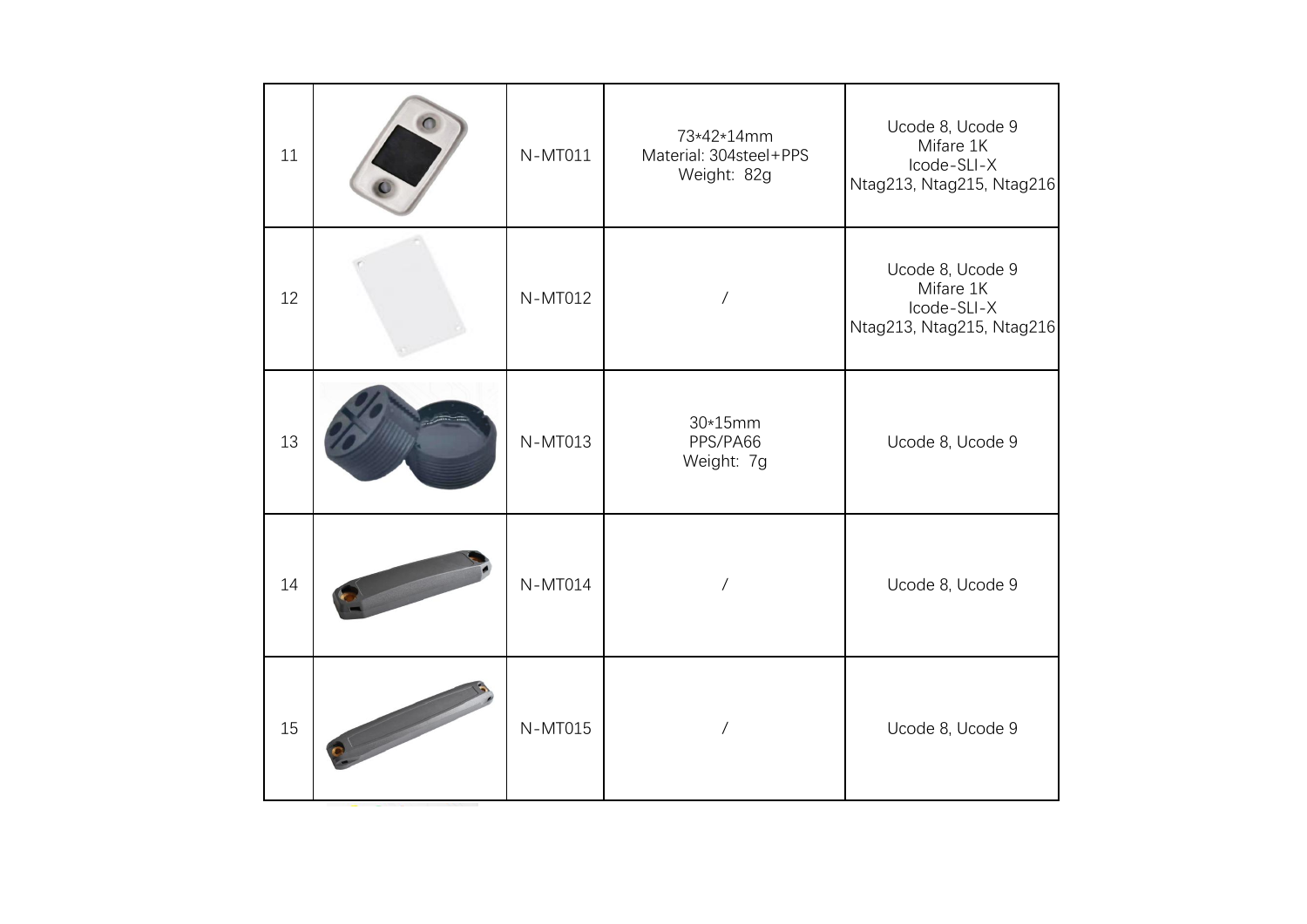| 11 | | N-MT011 | 73*42*14mm<br>Material: 304steel+PPS<br>Weight: 82g | Ucode 8, Ucode 9<br>Mifare 1K<br>Icode-SLI-X<br>Ntag213, Ntag215, Ntag216 |
|---|---|---|---|---|
| 12 | | N-MT012 | / | Ucode 8, Ucode 9<br>Mifare 1K<br>Icode-SLI-X<br>Ntag213, Ntag215, Ntag216 |
| 13 | | N-MT013 | 30*15mm<br>PPS/PA66<br>Weight: 7g | Ucode 8, Ucode 9 |
| 14 | | N-MT014 | / | Ucode 8, Ucode 9 |
| 15 | | N-MT015 | / | Ucode 8, Ucode 9 |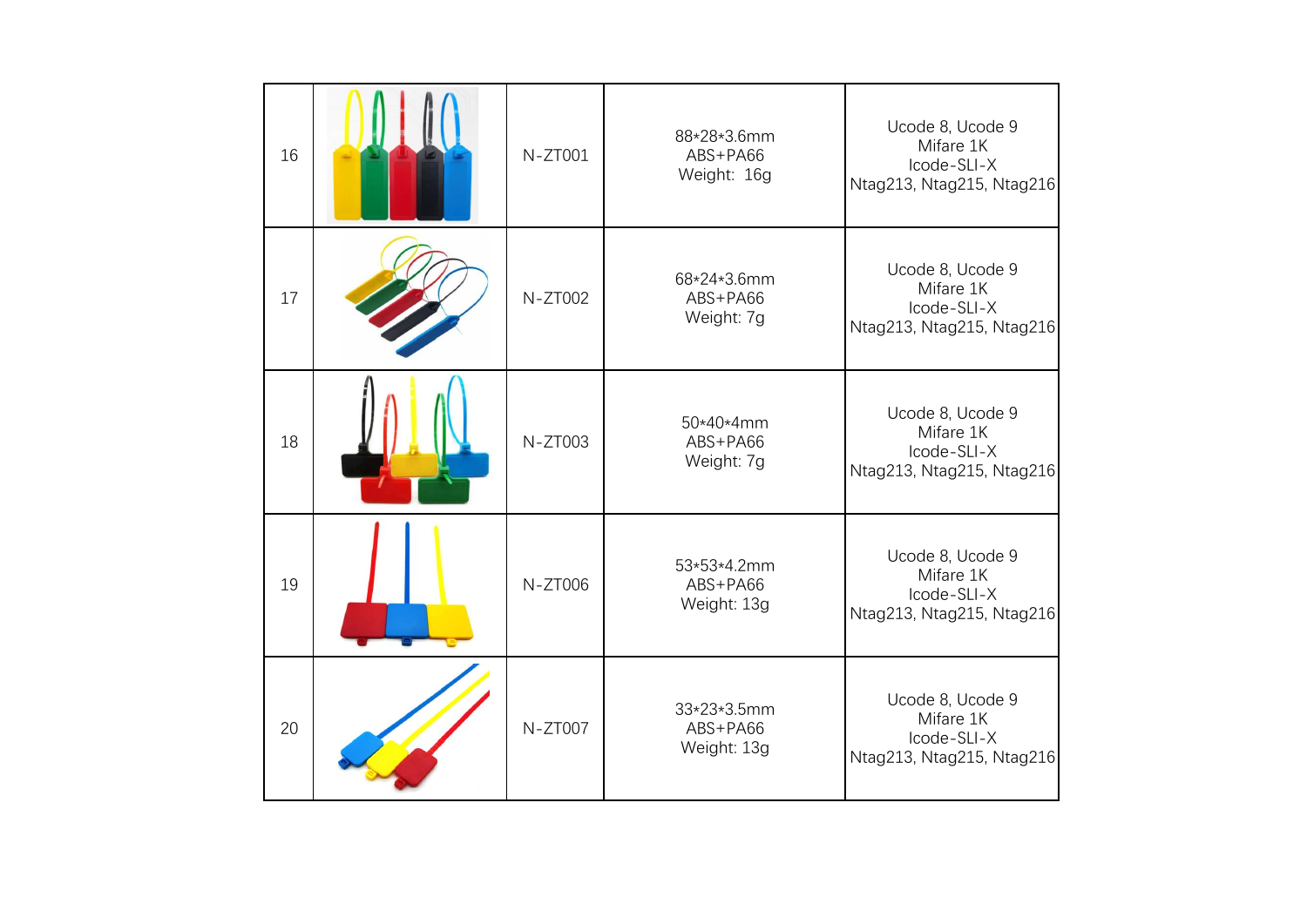| | | | | |
|---|---|---|---|---|
| 16 | | N-ZT001 | 88*28*3.6mm<br>ABS+PA66<br>Weight:  16g | Ucode 8, Ucode 9<br>Mifare 1K<br>Icode-SLI-X<br>Ntag213, Ntag215, Ntag216 |
| 17 | | N-ZT002 | 68*24*3.6mm<br>ABS+PA66<br>Weight: 7g | Ucode 8, Ucode 9<br>Mifare 1K<br>Icode-SLI-X<br>Ntag213, Ntag215, Ntag216 |
| 18 | | N-ZT003 | 50*40*4mm<br>ABS+PA66<br>Weight: 7g | Ucode 8, Ucode 9<br>Mifare 1K<br>Icode-SLI-X<br>Ntag213, Ntag215, Ntag216 |
| 19 | | N-ZT006 | 53*53*4.2mm<br>ABS+PA66<br>Weight: 13g | Ucode 8, Ucode 9<br>Mifare 1K<br>Icode-SLI-X<br>Ntag213, Ntag215, Ntag216 |
| 20 | | N-ZT007 | 33*23*3.5mm<br>ABS+PA66<br>Weight: 13g | Ucode 8, Ucode 9<br>Mifare 1K<br>Icode-SLI-X<br>Ntag213, Ntag215, Ntag216 |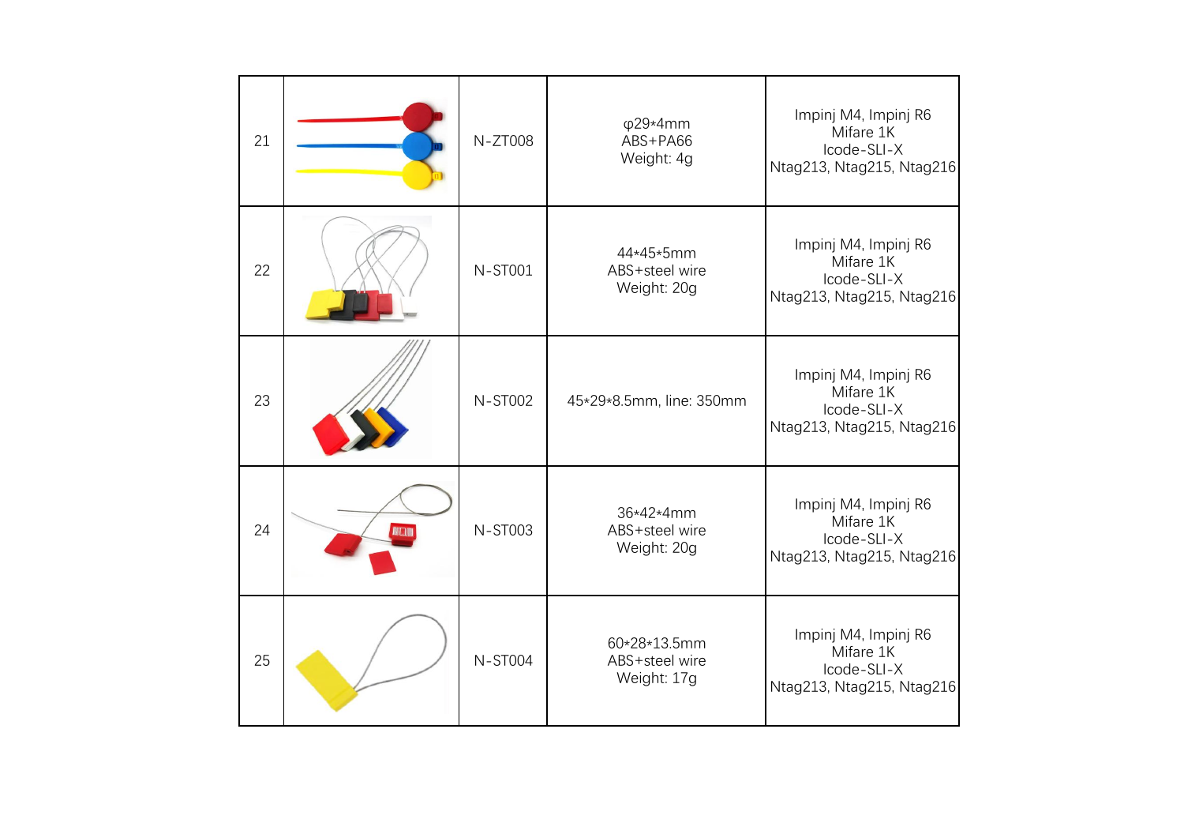| 21 |  | N-ZT008 | φ29*4mm<br>ABS+PA66<br>Weight: 4g | Impinj M4, Impinj R6<br>Mifare 1K<br>Icode-SLI-X<br>Ntag213, Ntag215, Ntag216 |
|---|---|---|---|---|
| 22 |  | N-ST001 | 44*45*5mm<br>ABS+steel wire<br>Weight: 20g | Impinj M4, Impinj R6<br>Mifare 1K<br>Icode-SLI-X<br>Ntag213, Ntag215, Ntag216 |
| 23 |  | N-ST002 | 45*29*8.5mm, line: 350mm | Impinj M4, Impinj R6<br>Mifare 1K<br>Icode-SLI-X<br>Ntag213, Ntag215, Ntag216 |
| 24 |  | N-ST003 | 36*42*4mm<br>ABS+steel wire<br>Weight: 20g | Impinj M4, Impinj R6<br>Mifare 1K<br>Icode-SLI-X<br>Ntag213, Ntag215, Ntag216 |
| 25 |  | N-ST004 | 60*28*13.5mm<br>ABS+steel wire<br>Weight: 17g | Impinj M4, Impinj R6<br>Mifare 1K<br>Icode-SLI-X<br>Ntag213, Ntag215, Ntag216 |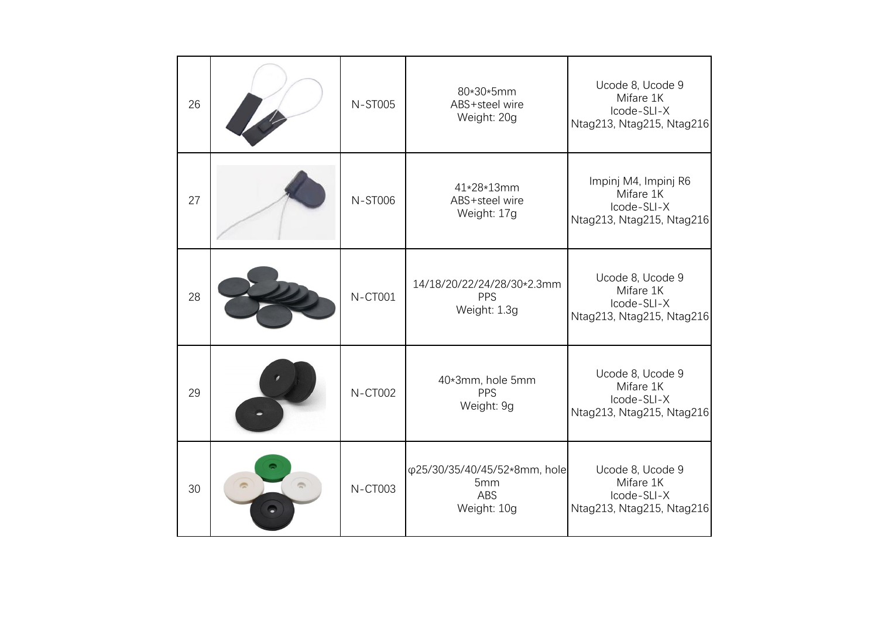| 26 |  | N-ST005 | 80*30*5mm<br>ABS+steel wire<br>Weight: 20g | Ucode 8, Ucode 9<br>Mifare 1K<br>Icode-SLI-X<br>Ntag213, Ntag215, Ntag216 |
|---|---|---|---|---|
| 27 |  | N-ST006 | 41*28*13mm<br>ABS+steel wire<br>Weight: 17g | Impinj M4, Impinj R6<br>Mifare 1K<br>Icode-SLI-X<br>Ntag213, Ntag215, Ntag216 |
| 28 |  | N-CT001 | 14/18/20/22/24/28/30*2.3mm<br>PPS<br>Weight: 1.3g | Ucode 8, Ucode 9<br>Mifare 1K<br>Icode-SLI-X<br>Ntag213, Ntag215, Ntag216 |
| 29 |  | N-CT002 | 40*3mm, hole 5mm<br>PPS<br>Weight: 9g | Ucode 8, Ucode 9<br>Mifare 1K<br>Icode-SLI-X<br>Ntag213, Ntag215, Ntag216 |
| 30 |  | N-CT003 | φ25/30/35/40/45/52*8mm, hole 5mm<br>ABS<br>Weight: 10g | Ucode 8, Ucode 9<br>Mifare 1K<br>Icode-SLI-X<br>Ntag213, Ntag215, Ntag216 |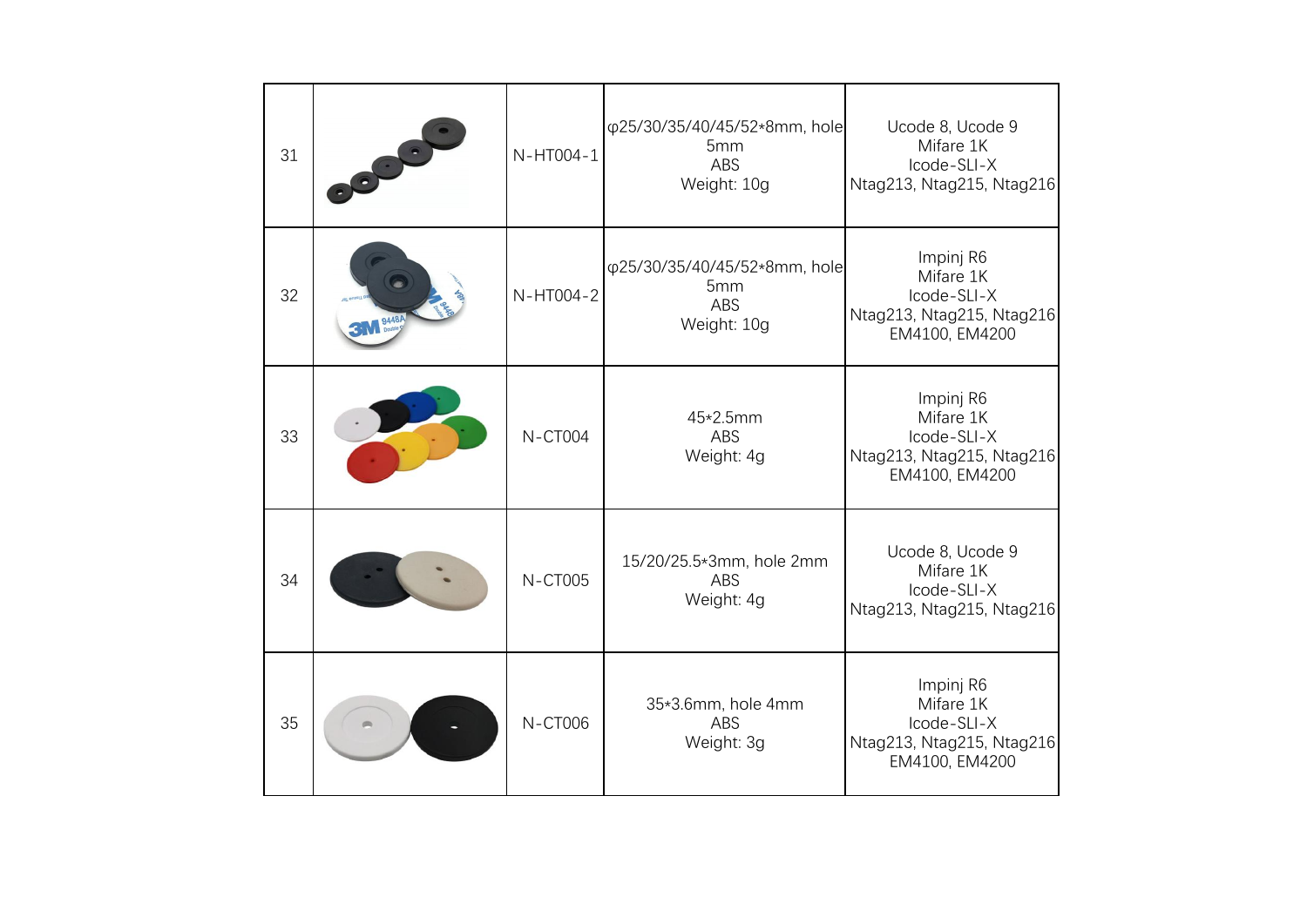| | | | | |
|---|---|---|---|---|
| 31 | | N-HT004-1 | φ25/30/35/40/45/52*8mm, hole 5mm<br>ABS<br>Weight: 10g | Ucode 8, Ucode 9<br>Mifare 1K<br>Icode-SLI-X<br>Ntag213, Ntag215, Ntag216 |
| 32 | | N-HT004-2 | φ25/30/35/40/45/52*8mm, hole 5mm<br>ABS<br>Weight: 10g | Impinj R6<br>Mifare 1K<br>Icode-SLI-X<br>Ntag213, Ntag215, Ntag216<br>EM4100, EM4200 |
| 33 | | N-CT004 | 45*2.5mm<br>ABS<br>Weight: 4g | Impinj R6<br>Mifare 1K<br>Icode-SLI-X<br>Ntag213, Ntag215, Ntag216<br>EM4100, EM4200 |
| 34 | | N-CT005 | 15/20/25.5*3mm, hole 2mm<br>ABS<br>Weight: 4g | Ucode 8, Ucode 9<br>Mifare 1K<br>Icode-SLI-X<br>Ntag213, Ntag215, Ntag216 |
| 35 | | N-CT006 | 35*3.6mm, hole 4mm<br>ABS<br>Weight: 3g | Impinj R6<br>Mifare 1K<br>Icode-SLI-X<br>Ntag213, Ntag215, Ntag216<br>EM4100, EM4200 |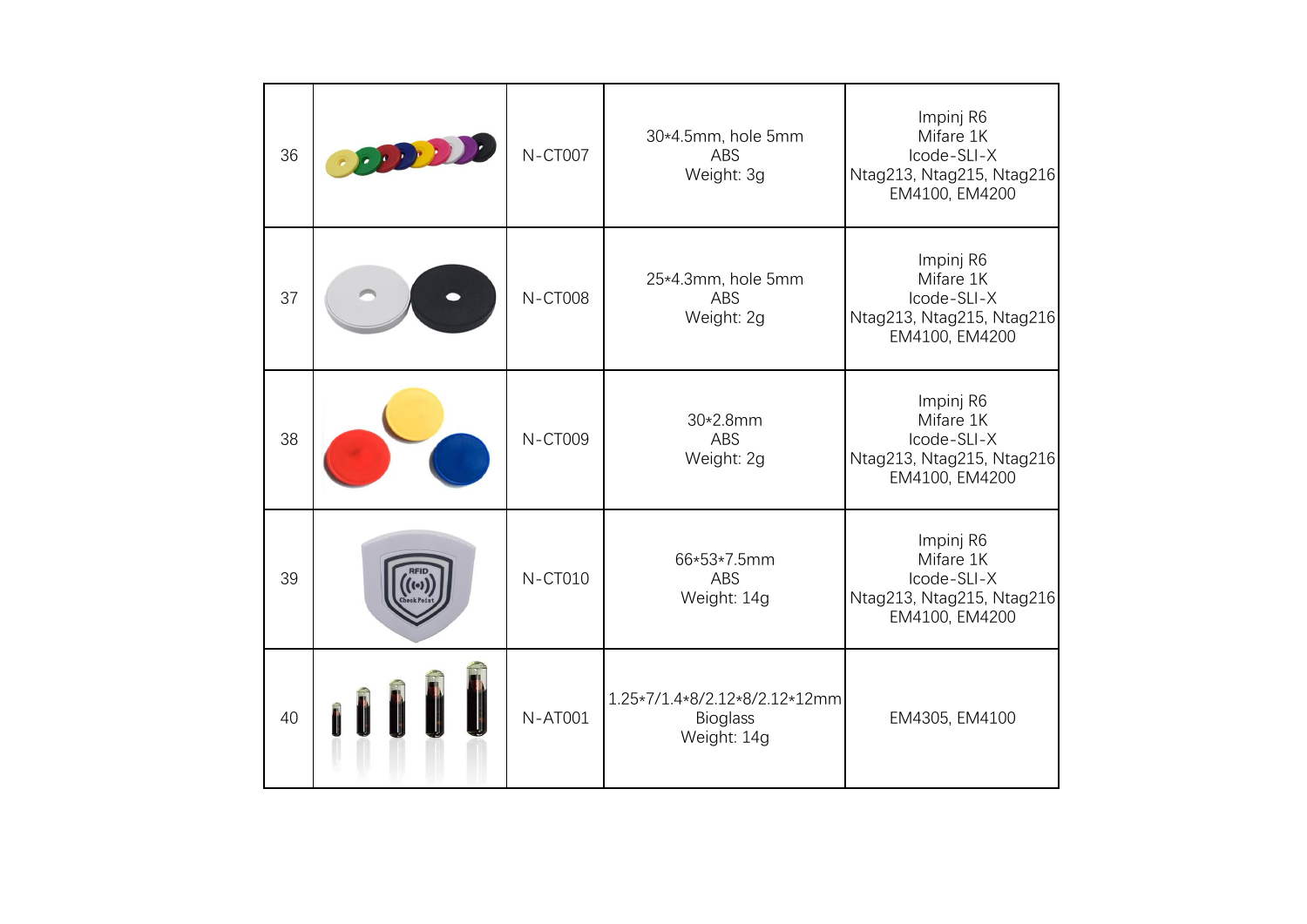| 36 | | N-CT007 | 30*4.5mm, hole 5mm<br>ABS<br>Weight: 3g | Impinj R6<br>Mifare 1K<br>Icode-SLI-X<br>Ntag213, Ntag215, Ntag216<br>EM4100, EM4200 |
|---|---|---|---|---|
| 37 | | N-CT008 | 25*4.3mm, hole 5mm<br>ABS<br>Weight: 2g | Impinj R6<br>Mifare 1K<br>Icode-SLI-X<br>Ntag213, Ntag215, Ntag216<br>EM4100, EM4200 |
| 38 | | N-CT009 | 30*2.8mm<br>ABS<br>Weight: 2g | Impinj R6<br>Mifare 1K<br>Icode-SLI-X<br>Ntag213, Ntag215, Ntag216<br>EM4100, EM4200 |
| 39 | | N-CT010 | 66*53*7.5mm<br>ABS<br>Weight: 14g | Impinj R6<br>Mifare 1K<br>Icode-SLI-X<br>Ntag213, Ntag215, Ntag216<br>EM4100, EM4200 |
| 40 | | N-AT001 | 1.25*7/1.4*8/2.12*8/2.12*12mm<br>Bioglass<br>Weight: 14g | EM4305, EM4100 |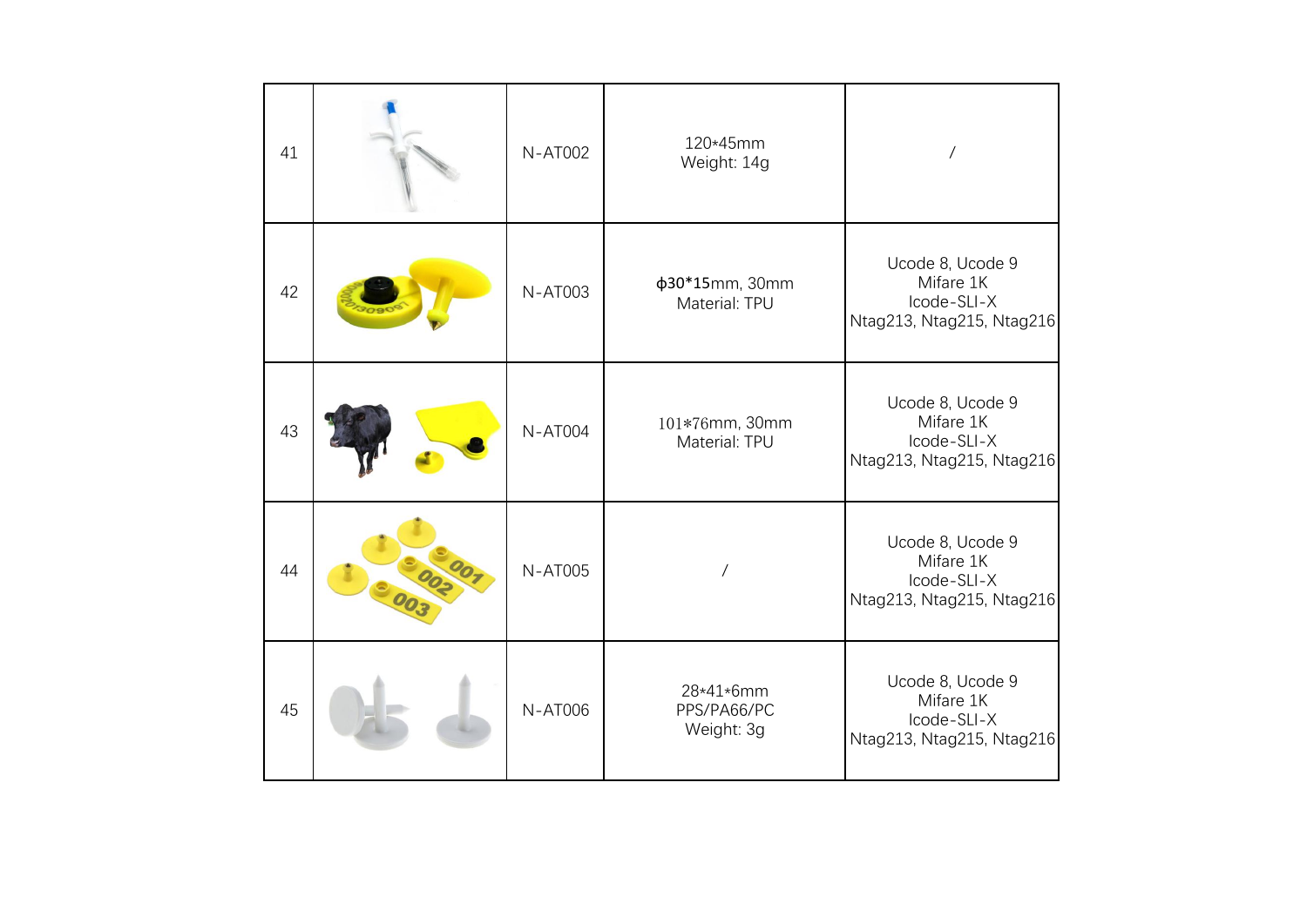| 41 | | N-AT002 | 120*45mm<br>Weight: 14g | / |
|---|---|---|---|---|
| 42 | | N-AT003 | ϕ30*15mm, 30mm<br>Material: TPU | Ucode 8, Ucode 9<br>Mifare 1K<br>Icode-SLI-X<br>Ntag213, Ntag215, Ntag216 |
| 43 | | N-AT004 | 101*76mm, 30mm<br>Material: TPU | Ucode 8, Ucode 9<br>Mifare 1K<br>Icode-SLI-X<br>Ntag213, Ntag215, Ntag216 |
| 44 | | N-AT005 | / | Ucode 8, Ucode 9<br>Mifare 1K<br>Icode-SLI-X<br>Ntag213, Ntag215, Ntag216 |
| 45 | | N-AT006 | 28*41*6mm<br>PPS/PA66/PC<br>Weight: 3g | Ucode 8, Ucode 9<br>Mifare 1K<br>Icode-SLI-X<br>Ntag213, Ntag215, Ntag216 |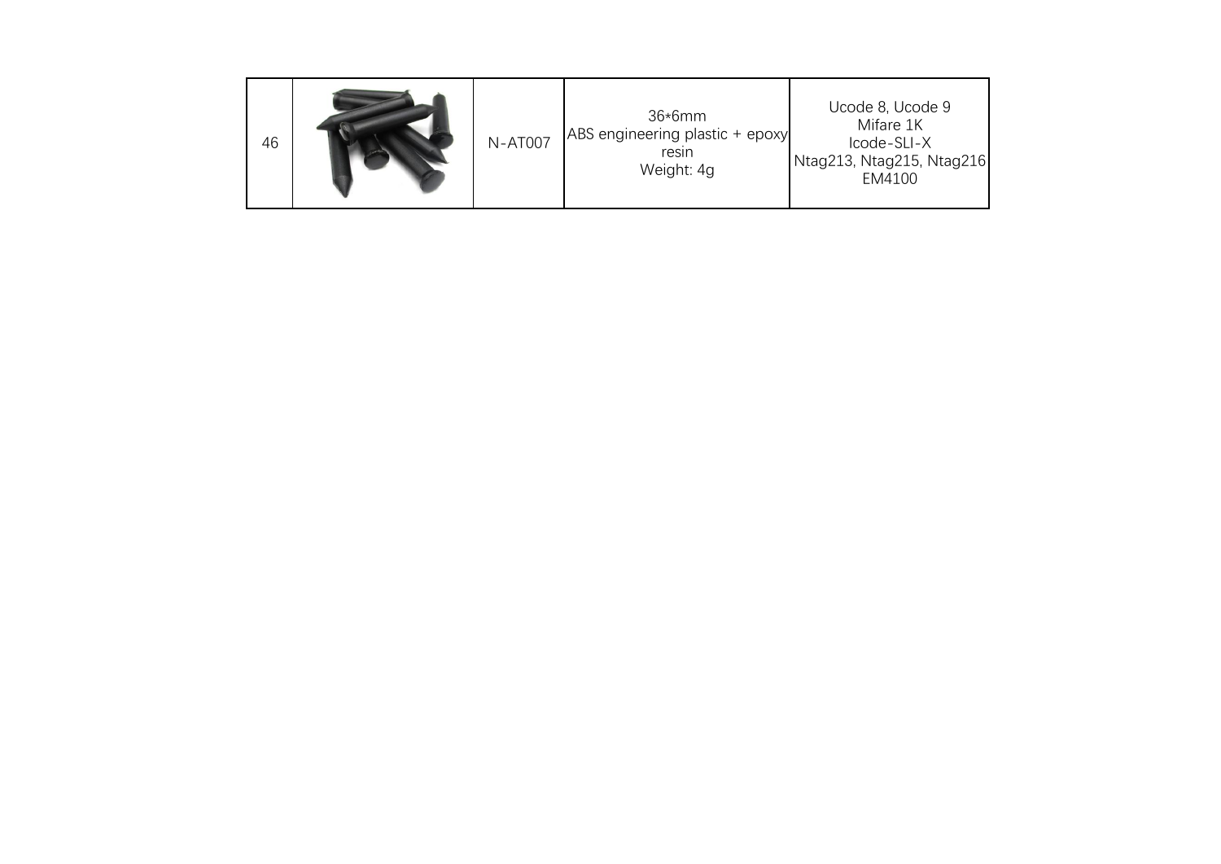| | | | | |
|---|---|---|---|---|
| 46 | | N-AT007 | 36*6mm<br>ABS engineering plastic + epoxy resin<br>Weight: 4g | Ucode 8, Ucode 9<br>Mifare 1K<br>Icode-SLI-X<br>Ntag213, Ntag215, Ntag216<br>EM4100 |